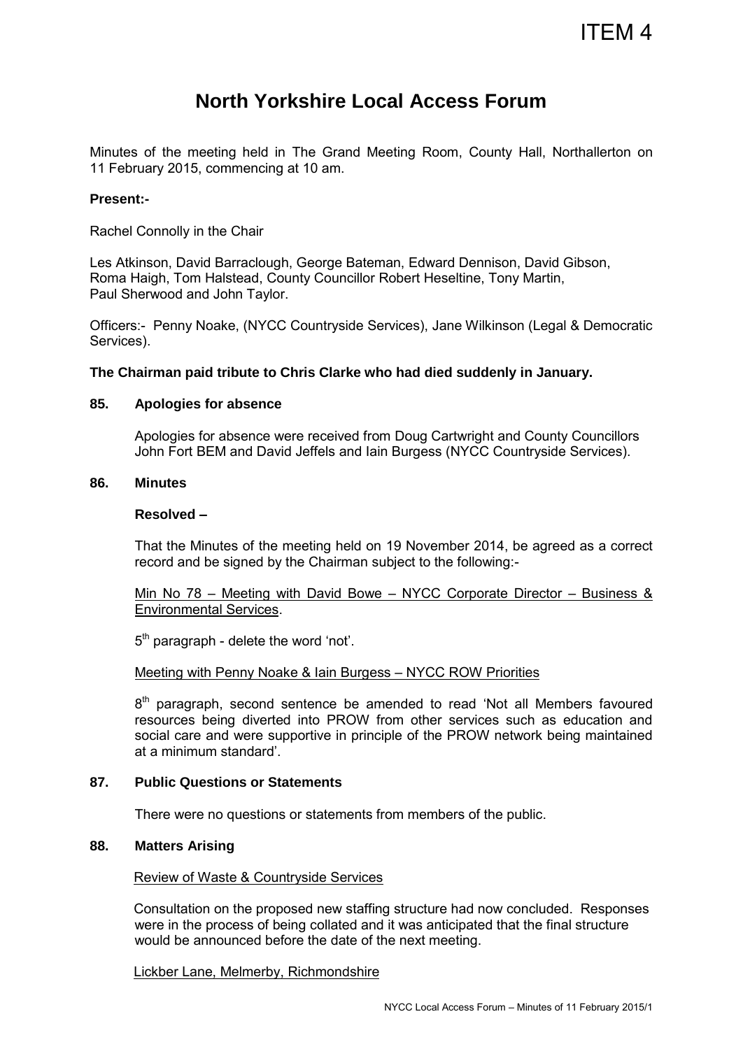ITEM 4

# North Yorkshire Local Access Forum

Minutes of the meeting held in The Grand Meeting Room, County Hall, Northallerton on 11 February 2015, commencing at 10 am.

**Present:-**

Rachel Connolly in the Chair

Les Atkinson, David Barraclough, George Bateman, Edward Dennison, David Gibson, Roma Haigh, Tom Halstead, County Councillor Robert Heseltine, Tony Martin, Paul Sherwood and John Taylor.

Officers:- Penny Noake, (NYCC Countryside Services), Jane Wilkinson (Legal & Democratic Services).

**The Chairman paid tribute to Chris Clarke who had died suddenly in January.**

### 85. Apologies for absence

Apologies for absence were received from Doug Cartwright and County Councillors John Fort BEM and David Jeffels and Iain Burgess (NYCC Countryside Services).

### 86. Minutes

**Resolved –**

That the Minutes of the meeting held on 19 November 2014, be agreed as a correct record and be signed by the Chairman subject to the following:-

Min No 78 – Meeting with David Bowe – NYCC Corporate Director – Business & Environmental Services.

5th paragraph - delete the word 'not'.

Meeting with Penny Noake & Iain Burgess – NYCC ROW Priorities

8th paragraph, second sentence be amended to read 'Not all Members favoured resources being diverted into PROW from other services such as education and social care and were supportive in principle of the PROW network being maintained at a minimum standard'.

### 87. Public Questions or Statements

There were no questions or statements from members of the public.

### 88. Matters Arising

Review of Waste & Countryside Services

Consultation on the proposed new staffing structure had now concluded. Responses were in the process of being collated and it was anticipated that the final structure would be announced before the date of the next meeting.

Lickber Lane, Melmerby, Richmondshire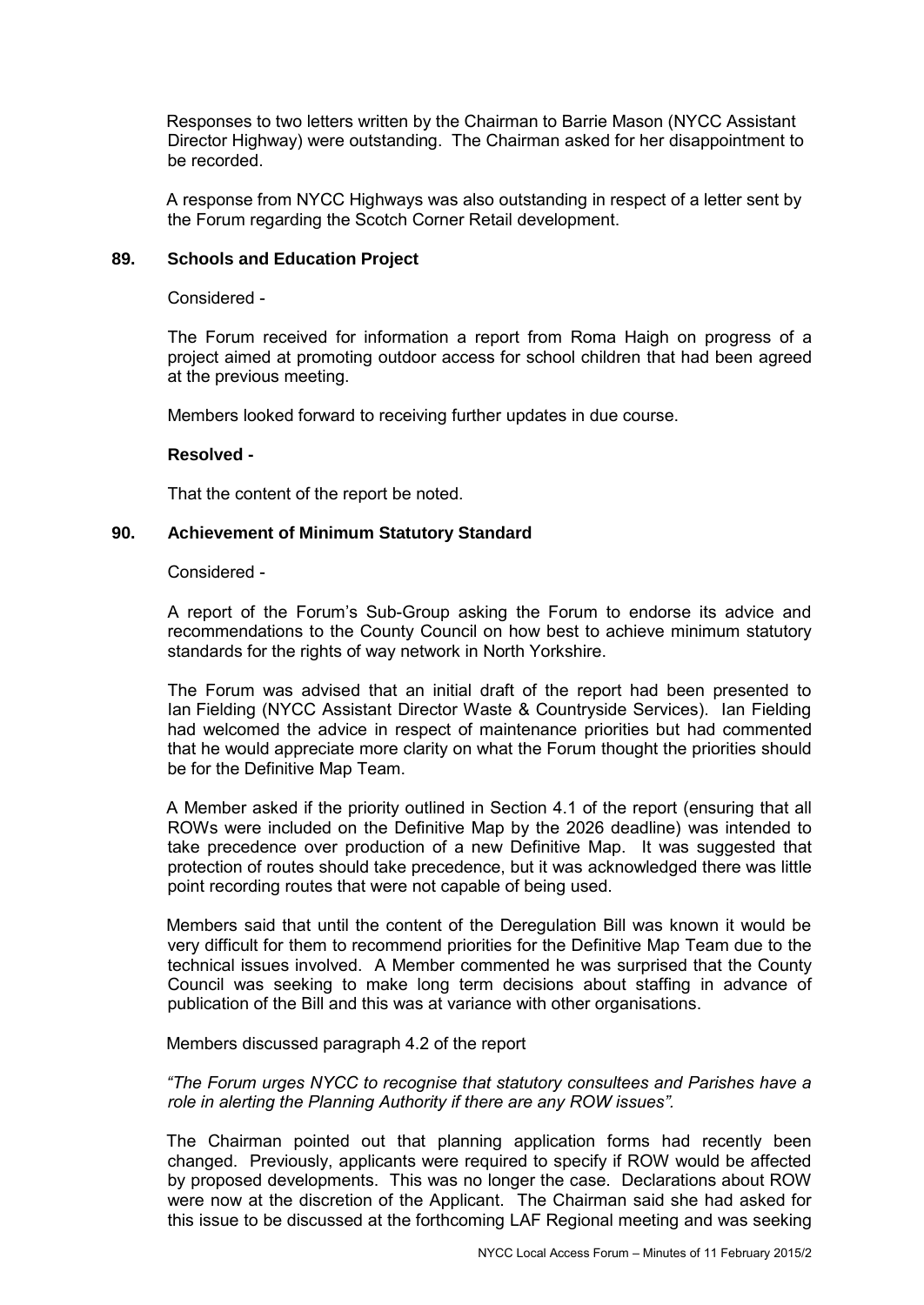Responses to two letters written by the Chairman to Barrie Mason (NYCC Assistant Director Highway) were outstanding. The Chairman asked for her disappointment to be recorded.

A response from NYCC Highways was also outstanding in respect of a letter sent by the Forum regarding the Scotch Corner Retail development.

## 89. Schools and Education Project

Considered -

The Forum received for information a report from Roma Haigh on progress of a project aimed at promoting outdoor access for school children that had been agreed at the previous meeting.

Members looked forward to receiving further updates in due course.

**Resolved -**

That the content of the report be noted.

## 90. Achievement of Minimum Statutory Standard

Considered -

A report of the Forum's Sub-Group asking the Forum to endorse its advice and recommendations to the County Council on how best to achieve minimum statutory standards for the rights of way network in North Yorkshire.

The Forum was advised that an initial draft of the report had been presented to Ian Fielding (NYCC Assistant Director Waste & Countryside Services). Ian Fielding had welcomed the advice in respect of maintenance priorities but had commented that he would appreciate more clarity on what the Forum thought the priorities should be for the Definitive Map Team.

A Member asked if the priority outlined in Section 4.1 of the report (ensuring that all ROWs were included on the Definitive Map by the 2026 deadline) was intended to take precedence over production of a new Definitive Map. It was suggested that protection of routes should take precedence, but it was acknowledged there was little point recording routes that were not capable of being used.

Members said that until the content of the Deregulation Bill was known it would be very difficult for them to recommend priorities for the Definitive Map Team due to the technical issues involved. A Member commented he was surprised that the County Council was seeking to make long term decisions about staffing in advance of publication of the Bill and this was at variance with other organisations.

Members discussed paragraph 4.2 of the report

*"The Forum urges NYCC to recognise that statutory consultees and Parishes have a role in alerting the Planning Authority if there are any ROW issues".*

The Chairman pointed out that planning application forms had recently been changed. Previously, applicants were required to specify if ROW would be affected by proposed developments. This was no longer the case. Declarations about ROW were now at the discretion of the Applicant. The Chairman said she had asked for this issue to be discussed at the forthcoming LAF Regional meeting and was seeking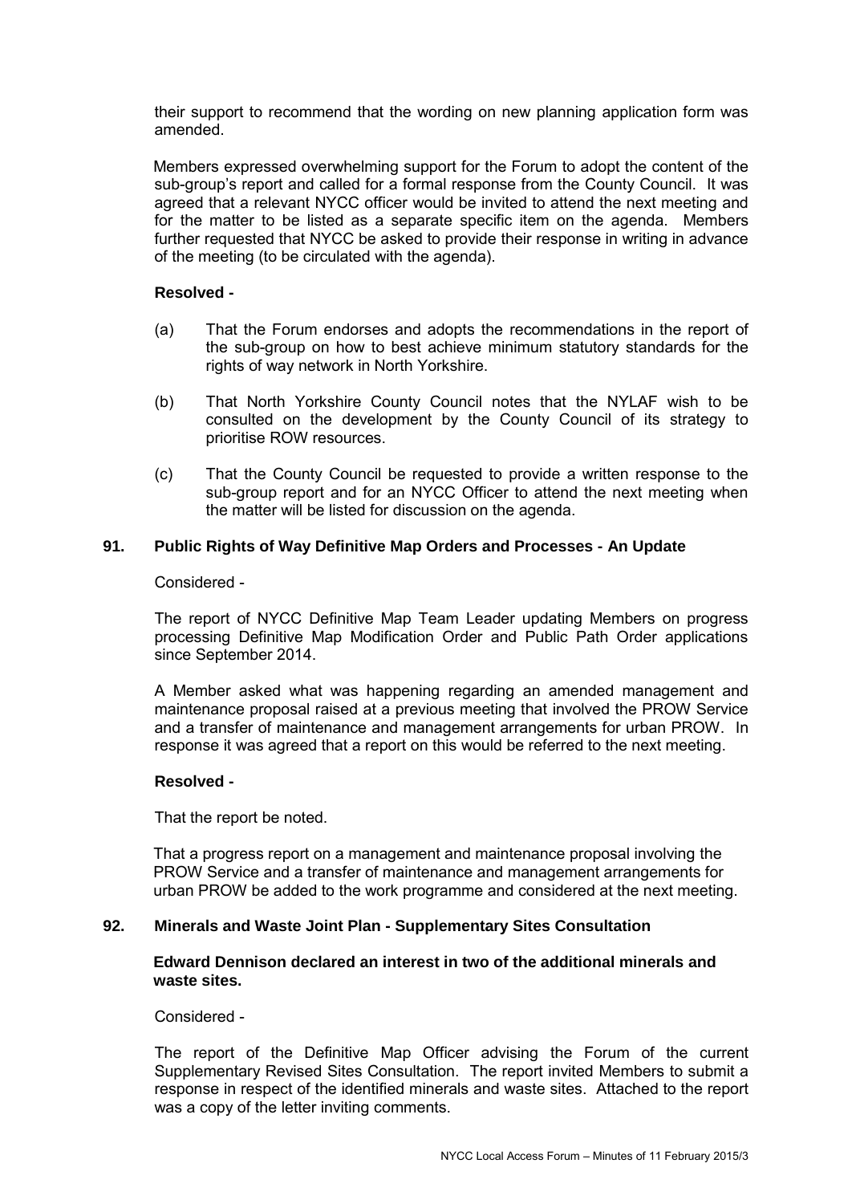their support to recommend that the wording on new planning application form was amended.

Members expressed overwhelming support for the Forum to adopt the content of the sub-group's report and called for a formal response from the County Council. It was agreed that a relevant NYCC officer would be invited to attend the next meeting and for the matter to be listed as a separate specific item on the agenda. Members further requested that NYCC be asked to provide their response in writing in advance of the meeting (to be circulated with the agenda).

**Resolved -**

(a) That the Forum endorses and adopts the recommendations in the report of the sub-group on how to best achieve minimum statutory standards for the rights of way network in North Yorkshire.

(b) That North Yorkshire County Council notes that the NYLAF wish to be consulted on the development by the County Council of its strategy to prioritise ROW resources.

(c) That the County Council be requested to provide a written response to the sub-group report and for an NYCC Officer to attend the next meeting when the matter will be listed for discussion on the agenda.

## 91. Public Rights of Way Definitive Map Orders and Processes - An Update

Considered -

The report of NYCC Definitive Map Team Leader updating Members on progress processing Definitive Map Modification Order and Public Path Order applications since September 2014.

A Member asked what was happening regarding an amended management and maintenance proposal raised at a previous meeting that involved the PROW Service and a transfer of maintenance and management arrangements for urban PROW. In response it was agreed that a report on this would be referred to the next meeting.

**Resolved -**

That the report be noted.

That a progress report on a management and maintenance proposal involving the PROW Service and a transfer of maintenance and management arrangements for urban PROW be added to the work programme and considered at the next meeting.

## 92. Minerals and Waste Joint Plan - Supplementary Sites Consultation

**Edward Dennison declared an interest in two of the additional minerals and waste sites.**

Considered -

The report of the Definitive Map Officer advising the Forum of the current Supplementary Revised Sites Consultation. The report invited Members to submit a response in respect of the identified minerals and waste sites. Attached to the report was a copy of the letter inviting comments.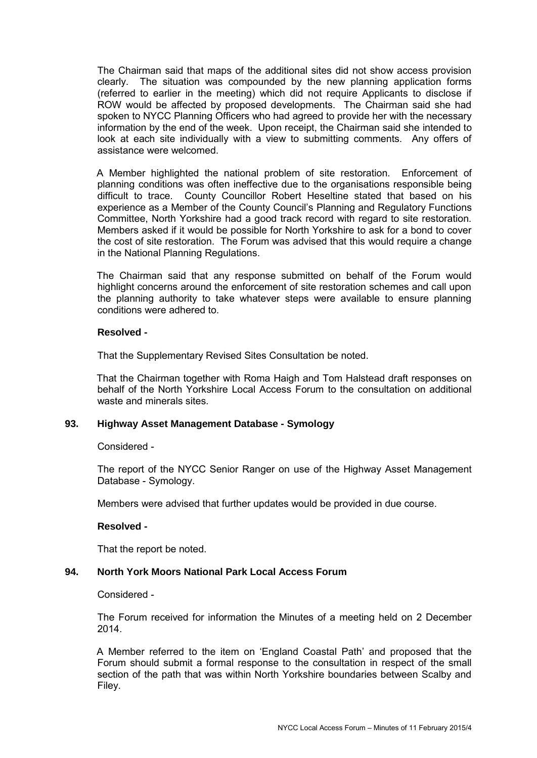The Chairman said that maps of the additional sites did not show access provision clearly. The situation was compounded by the new planning application forms (referred to earlier in the meeting) which did not require Applicants to disclose if ROW would be affected by proposed developments. The Chairman said she had spoken to NYCC Planning Officers who had agreed to provide her with the necessary information by the end of the week. Upon receipt, the Chairman said she intended to look at each site individually with a view to submitting comments. Any offers of assistance were welcomed.

A Member highlighted the national problem of site restoration. Enforcement of planning conditions was often ineffective due to the organisations responsible being difficult to trace. County Councillor Robert Heseltine stated that based on his experience as a Member of the County Council's Planning and Regulatory Functions Committee, North Yorkshire had a good track record with regard to site restoration. Members asked if it would be possible for North Yorkshire to ask for a bond to cover the cost of site restoration. The Forum was advised that this would require a change in the National Planning Regulations.

The Chairman said that any response submitted on behalf of the Forum would highlight concerns around the enforcement of site restoration schemes and call upon the planning authority to take whatever steps were available to ensure planning conditions were adhered to.

**Resolved -**

That the Supplementary Revised Sites Consultation be noted.

That the Chairman together with Roma Haigh and Tom Halstead draft responses on behalf of the North Yorkshire Local Access Forum to the consultation on additional waste and minerals sites.

## 93. Highway Asset Management Database - Symology

Considered -

The report of the NYCC Senior Ranger on use of the Highway Asset Management Database - Symology.

Members were advised that further updates would be provided in due course.

**Resolved -**

That the report be noted.

## 94. North York Moors National Park Local Access Forum

Considered -

The Forum received for information the Minutes of a meeting held on 2 December 2014.

A Member referred to the item on 'England Coastal Path' and proposed that the Forum should submit a formal response to the consultation in respect of the small section of the path that was within North Yorkshire boundaries between Scalby and Filey.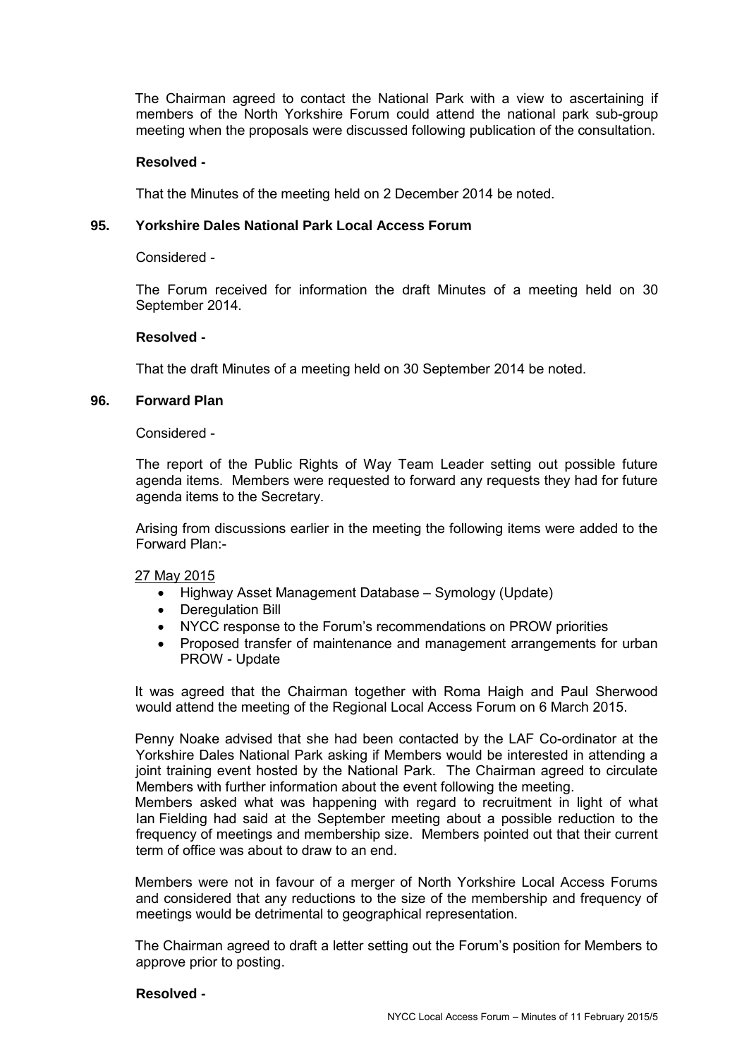The Chairman agreed to contact the National Park with a view to ascertaining if members of the North Yorkshire Forum could attend the national park sub-group meeting when the proposals were discussed following publication of the consultation.

**Resolved -**

That the Minutes of the meeting held on 2 December 2014 be noted.

**95. Yorkshire Dales National Park Local Access Forum**

Considered -

The Forum received for information the draft Minutes of a meeting held on 30 September 2014.

**Resolved -**

That the draft Minutes of a meeting held on 30 September 2014 be noted.

**96. Forward Plan**

Considered -

The report of the Public Rights of Way Team Leader setting out possible future agenda items. Members were requested to forward any requests they had for future agenda items to the Secretary.

Arising from discussions earlier in the meeting the following items were added to the Forward Plan:-

27 May 2015

- Highway Asset Management Database – Symology (Update)
- Deregulation Bill
- NYCC response to the Forum's recommendations on PROW priorities
- Proposed transfer of maintenance and management arrangements for urban PROW - Update

It was agreed that the Chairman together with Roma Haigh and Paul Sherwood would attend the meeting of the Regional Local Access Forum on 6 March 2015.

Penny Noake advised that she had been contacted by the LAF Co-ordinator at the Yorkshire Dales National Park asking if Members would be interested in attending a joint training event hosted by the National Park. The Chairman agreed to circulate Members with further information about the event following the meeting.

Members asked what was happening with regard to recruitment in light of what Ian Fielding had said at the September meeting about a possible reduction to the frequency of meetings and membership size. Members pointed out that their current term of office was about to draw to an end.

Members were not in favour of a merger of North Yorkshire Local Access Forums and considered that any reductions to the size of the membership and frequency of meetings would be detrimental to geographical representation.

The Chairman agreed to draft a letter setting out the Forum's position for Members to approve prior to posting.

**Resolved -**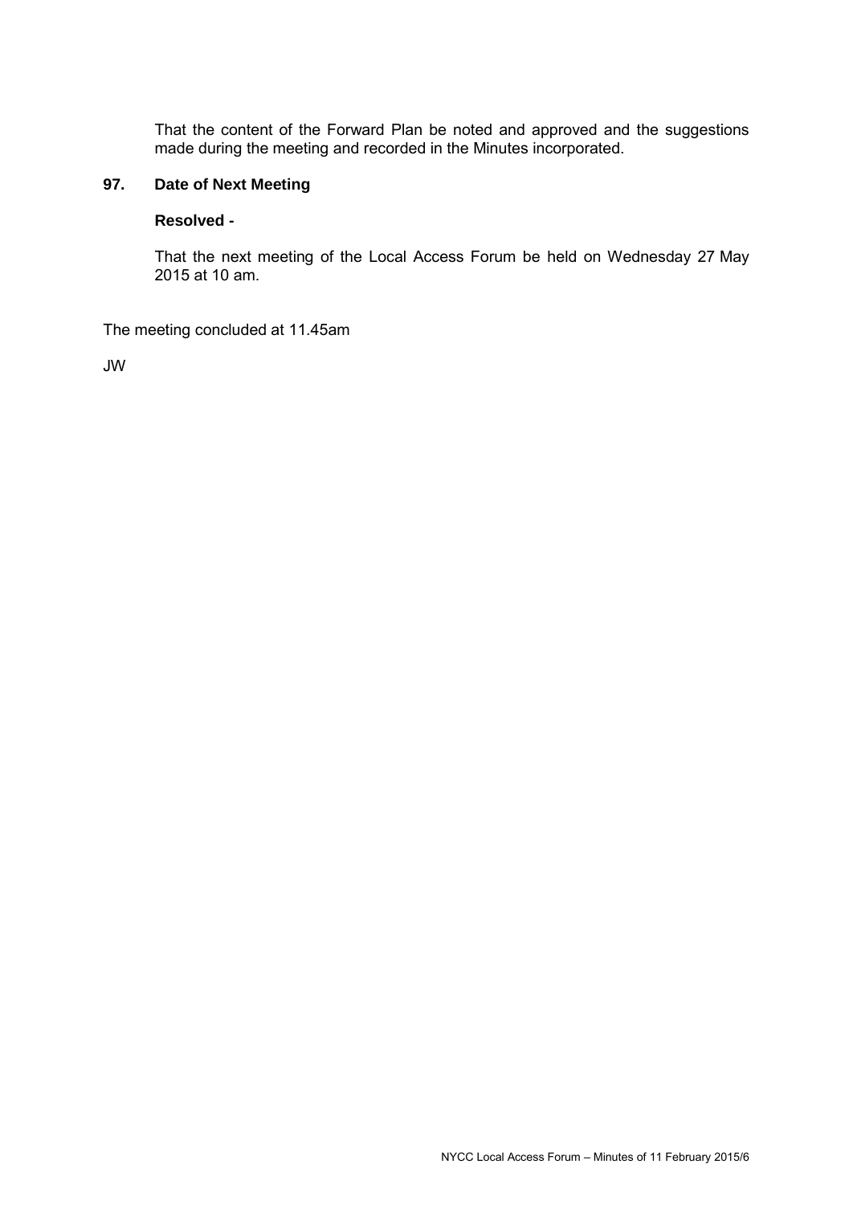That the content of the Forward Plan be noted and approved and the suggestions made during the meeting and recorded in the Minutes incorporated.

## 97. Date of Next Meeting

**Resolved -**

That the next meeting of the Local Access Forum be held on Wednesday 27 May 2015 at 10 am.

The meeting concluded at 11.45am

JW